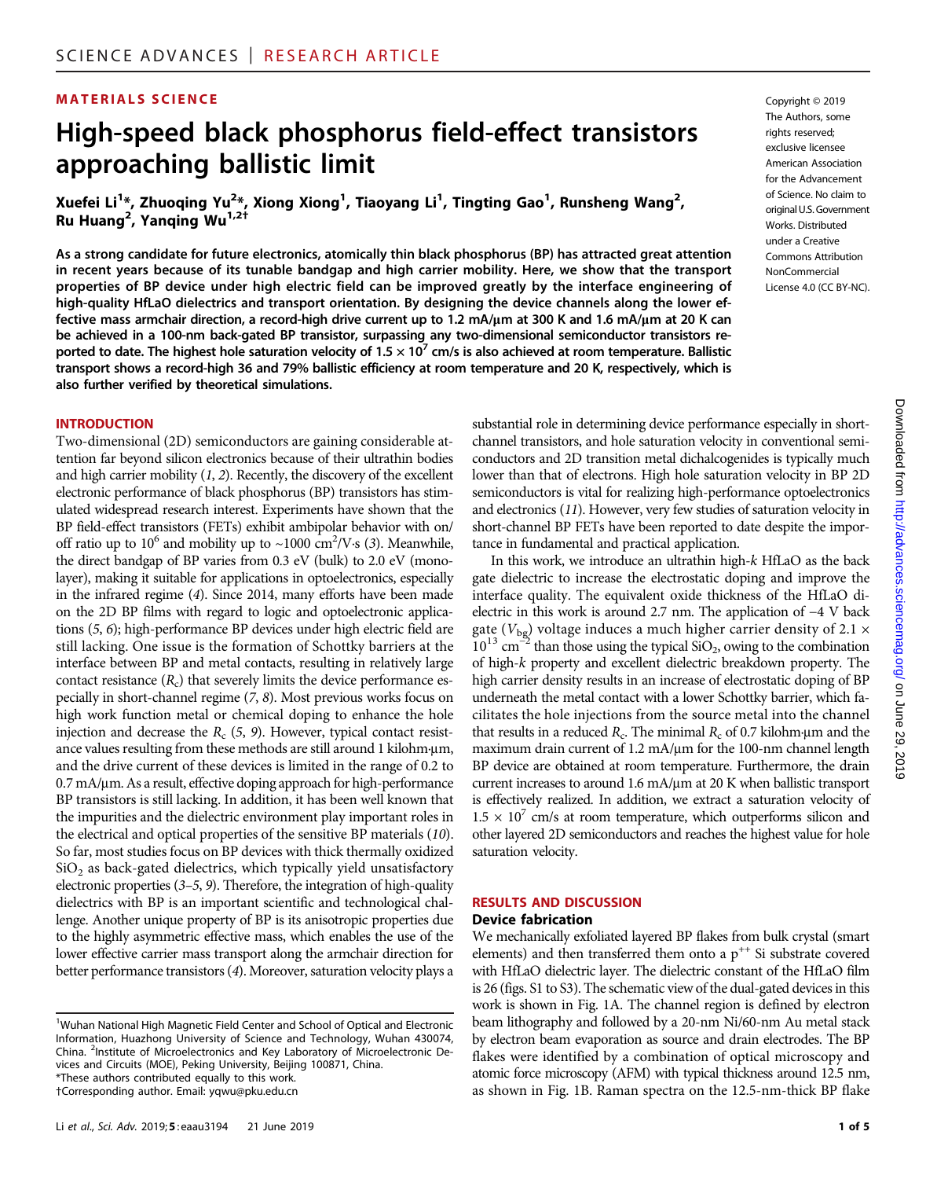MATERIALS SCIENCE

# High-speed black phosphorus field-effect transistors approaching ballistic limit

Xuefei Li[1]*, Zhuoqing Yu[2]*, Xiong Xiong[1], Tiaoyang Li[1], Tingting Gao[1], Runsheng Wang[2], Ru Huang[2], Yanqing Wu[1,2†]

Copyright © 2019 The Authors, some rights reserved; exclusive licensee American Association for the Advancement of Science. No claim to original U.S. Government Works. Distributed under a Creative Commons Attribution NonCommercial License 4.0 (CC BY-NC).

**As a strong candidate for future electronics, atomically thin black phosphorus (BP) has attracted great attention in recent years because of its tunable bandgap and high carrier mobility. Here, we show that the transport properties of BP device under high electric field can be improved greatly by the interface engineering of high-quality HfLaO dielectrics and transport orientation. By designing the device channels along the lower effective mass armchair direction, a record-high drive current up to 1.2 mA/μm at 300 K and 1.6 mA/μm at 20 K can be achieved in a 100-nm back-gated BP transistor, surpassing any two-dimensional semiconductor transistors reported to date. The highest hole saturation velocity of $1.5 \times 10^7$ cm/s is also achieved at room temperature. Ballistic transport shows a record-high 36 and 79% ballistic efficiency at room temperature and 20 K, respectively, which is also further verified by theoretical simulations.**

## INTRODUCTION

Two-dimensional (2D) semiconductors are gaining considerable attention far beyond silicon electronics because of their ultrathin bodies and high carrier mobility (*1*, *2*). Recently, the discovery of the excellent electronic performance of black phosphorus (BP) transistors has stimulated widespread research interest. Experiments have shown that the BP field-effect transistors (FETs) exhibit ambipolar behavior with on/off ratio up to $10^6$ and mobility up to ~1000 $cm^2$/V·s (*3*). Meanwhile, the direct bandgap of BP varies from 0.3 eV (bulk) to 2.0 eV (monolayer), making it suitable for applications in optoelectronics, especially in the infrared regime (*4*). Since 2014, many efforts have been made on the 2D BP films with regard to logic and optoelectronic applications (*5*, *6*); high-performance BP devices under high electric field are still lacking. One issue is the formation of Schottky barriers at the interface between BP and metal contacts, resulting in relatively large contact resistance ($R_c$) that severely limits the device performance especially in short-channel regime (*7*, *8*). Most previous works focus on high work function metal or chemical doping to enhance the hole injection and decrease the $R_c$ (*5*, *9*). However, typical contact resistance values resulting from these methods are still around 1 kilohm·μm, and the drive current of these devices is limited in the range of 0.2 to 0.7 mA/μm. As a result, effective doping approach for high-performance BP transistors is still lacking. In addition, it has been well known that the impurities and the dielectric environment play important roles in the electrical and optical properties of the sensitive BP materials (*10*). So far, most studies focus on BP devices with thick thermally oxidized $SiO_2$ as back-gated dielectrics, which typically yield unsatisfactory electronic properties (*3*–*5*, *9*). Therefore, the integration of high-quality dielectrics with BP is an important scientific and technological challenge. Another unique property of BP is its anisotropic properties due to the highly asymmetric effective mass, which enables the use of the lower effective carrier mass transport along the armchair direction for better performance transistors (*4*). Moreover, saturation velocity plays a substantial role in determining device performance especially in short-channel transistors, and hole saturation velocity in conventional semiconductors and 2D transition metal dichalcogenides is typically much lower than that of electrons. High hole saturation velocity in BP 2D semiconductors is vital for realizing high-performance optoelectronics and electronics (*11*). However, very few studies of saturation velocity in short-channel BP FETs have been reported to date despite the importance in fundamental and practical application.

In this work, we introduce an ultrathin high-*k* HfLaO as the back gate dielectric to increase the electrostatic doping and improve the interface quality. The equivalent oxide thickness of the HfLaO dielectric in this work is around 2.7 nm. The application of −4 V back gate ($V_{bg}$) voltage induces a much higher carrier density of $2.1 \times 10^{13}$ $cm^{-2}$ than those using the typical $SiO_2$, owing to the combination of high-*k* property and excellent dielectric breakdown property. The high carrier density results in an increase of electrostatic doping of BP underneath the metal contact with a lower Schottky barrier, which facilitates the hole injections from the source metal into the channel that results in a reduced $R_c$. The minimal $R_c$ of 0.7 kilohm·μm and the maximum drain current of 1.2 mA/μm for the 100-nm channel length BP device are obtained at room temperature. Furthermore, the drain current increases to around 1.6 mA/μm at 20 K when ballistic transport is effectively realized. In addition, we extract a saturation velocity of $1.5 \times 10^7$ cm/s at room temperature, which outperforms silicon and other layered 2D semiconductors and reaches the highest value for hole saturation velocity.

## RESULTS AND DISCUSSION

### Device fabrication

We mechanically exfoliated layered BP flakes from bulk crystal (smart elements) and then transferred them onto a $p^{++}$ Si substrate covered with HfLaO dielectric layer. The dielectric constant of the HfLaO film is 26 (figs. S1 to S3). The schematic view of the dual-gated devices in this work is shown in Fig. 1A. The channel region is defined by electron beam lithography and followed by a 20-nm Ni/60-nm Au metal stack by electron beam evaporation as source and drain electrodes. The BP flakes were identified by a combination of optical microscopy and atomic force microscopy (AFM) with typical thickness around 12.5 nm, as shown in Fig. 1B. Raman spectra on the 12.5-nm-thick BP flake

[1]Wuhan National High Magnetic Field Center and School of Optical and Electronic Information, Huazhong University of Science and Technology, Wuhan 430074, China. [2]Institute of Microelectronics and Key Laboratory of Microelectronic Devices and Circuits (MOE), Peking University, Beijing 100871, China.
*These authors contributed equally to this work.
†Corresponding author. Email: yqwu@pku.edu.cn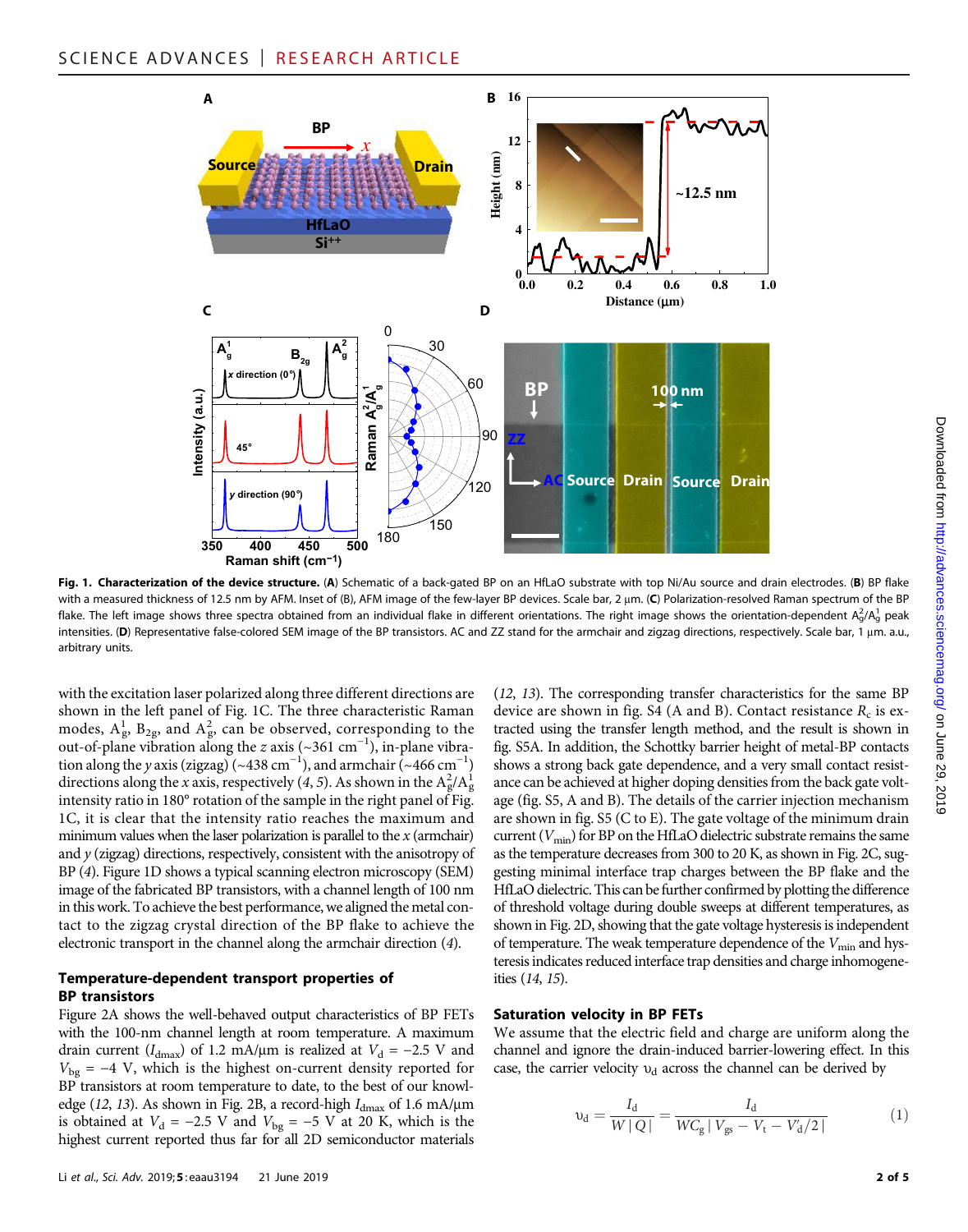**Fig. 1. Characterization of the device structure.** (**A**) Schematic of a back-gated BP on an HfLaO substrate with top Ni/Au source and drain electrodes. (**B**) BP flake with a measured thickness of 12.5 nm by AFM. Inset of (B), AFM image of the few-layer BP devices. Scale bar, 2 μm. (**C**) Polarization-resolved Raman spectrum of the BP flake. The left image shows three spectra obtained from an individual flake in different orientations. The right image shows the orientation-dependent $A_g^2/A_g^1$ peak intensities. (**D**) Representative false-colored SEM image of the BP transistors. AC and ZZ stand for the armchair and zigzag directions, respectively. Scale bar, 1 μm. a.u., arbitrary units.

with the excitation laser polarized along three different directions are shown in the left panel of Fig. 1C. The three characteristic Raman modes, $A_g^1$, $B_{2g}$, and $A_g^2$, can be observed, corresponding to the out-of-plane vibration along the $z$ axis (~361 cm$^{-1}$), in-plane vibration along the $y$ axis (zigzag) (~438 cm$^{-1}$), and armchair (~466 cm$^{-1}$) directions along the $x$ axis, respectively (*4*, *5*). As shown in the $A_g^2/A_g^1$ intensity ratio in 180° rotation of the sample in the right panel of Fig. 1C, it is clear that the intensity ratio reaches the maximum and minimum values when the laser polarization is parallel to the $x$ (armchair) and $y$ (zigzag) directions, respectively, consistent with the anisotropy of BP (*4*). Figure 1D shows a typical scanning electron microscopy (SEM) image of the fabricated BP transistors, with a channel length of 100 nm in this work. To achieve the best performance, we aligned the metal contact to the zigzag crystal direction of the BP flake to achieve the electronic transport in the channel along the armchair direction (*4*).

### Temperature-dependent transport properties of BP transistors

Figure 2A shows the well-behaved output characteristics of BP FETs with the 100-nm channel length at room temperature. A maximum drain current ($I_{dmax}$) of 1.2 mA/μm is realized at $V_d$ = −2.5 V and $V_{bg}$ = −4 V, which is the highest on-current density reported for BP transistors at room temperature to date, to the best of our knowledge (*12*, *13*). As shown in Fig. 2B, a record-high $I_{dmax}$ of 1.6 mA/μm is obtained at $V_d$ = −2.5 V and $V_{bg}$ = −5 V at 20 K, which is the highest current reported thus far for all 2D semiconductor materials (*12*, *13*). The corresponding transfer characteristics for the same BP device are shown in fig. S4 (A and B). Contact resistance $R_c$ is extracted using the transfer length method, and the result is shown in fig. S5A. In addition, the Schottky barrier height of metal-BP contacts shows a strong back gate dependence, and a very small contact resistance can be achieved at higher doping densities from the back gate voltage (fig. S5, A and B). The details of the carrier injection mechanism are shown in fig. S5 (C to E). The gate voltage of the minimum drain current ($V_{min}$) for BP on the HfLaO dielectric substrate remains the same as the temperature decreases from 300 to 20 K, as shown in Fig. 2C, suggesting minimal interface trap charges between the BP flake and the HfLaO dielectric. This can be further confirmed by plotting the difference of threshold voltage during double sweeps at different temperatures, as shown in Fig. 2D, showing that the gate voltage hysteresis is independent of temperature. The weak temperature dependence of the $V_{min}$ and hysteresis indicates reduced interface trap densities and charge inhomogeneities (*14*, *15*).

### Saturation velocity in BP FETs

We assume that the electric field and charge are uniform along the channel and ignore the drain-induced barrier-lowering effect. In this case, the carrier velocity $\upsilon_d$ across the channel can be derived by

$$\upsilon_d = \frac{I_d}{W|Q|} = \frac{I_d}{WC_g|V_{gs} - V_t - V_d'/2|} \tag{1}$$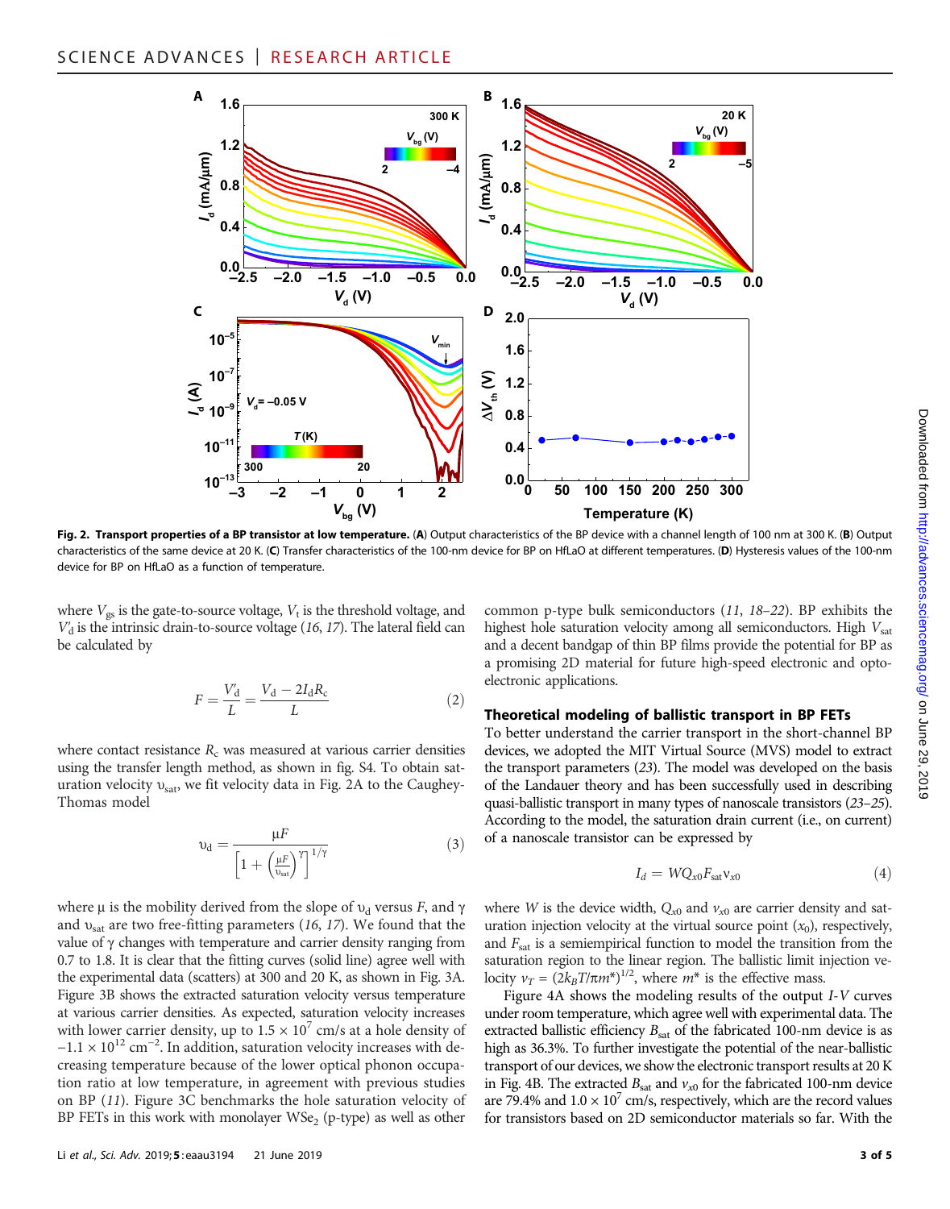**Fig. 2. Transport properties of a BP transistor at low temperature.** (**A**) Output characteristics of the BP device with a channel length of 100 nm at 300 K. (**B**) Output characteristics of the same device at 20 K. (**C**) Transfer characteristics of the 100-nm device for BP on HfLaO at different temperatures. (**D**) Hysteresis values of the 100-nm device for BP on HfLaO as a function of temperature.

where $V_{gs}$ is the gate-to-source voltage, $V_t$ is the threshold voltage, and $V'_d$ is the intrinsic drain-to-source voltage (16, 17). The lateral field can be calculated by

$$F = \frac{V'_d}{L} = \frac{V_d - 2I_d R_c}{L} \quad (2)$$

where contact resistance $R_c$ was measured at various carrier densities using the transfer length method, as shown in fig. S4. To obtain saturation velocity $\upsilon_{sat}$, we fit velocity data in Fig. 2A to the Caughey-Thomas model

$$\upsilon_d = \frac{\mu F}{\left[1 + \left(\frac{\mu F}{\upsilon_{sat}}\right)^{\gamma}\right]^{1/\gamma}} \quad (3)$$

where μ is the mobility derived from the slope of $\upsilon_d$ versus $F$, and γ and $\upsilon_{sat}$ are two free-fitting parameters (16, 17). We found that the value of γ changes with temperature and carrier density ranging from 0.7 to 1.8. It is clear that the fitting curves (solid line) agree well with the experimental data (scatters) at 300 and 20 K, as shown in Fig. 3A. Figure 3B shows the extracted saturation velocity versus temperature at various carrier densities. As expected, saturation velocity increases with lower carrier density, up to $1.5 \times 10^7$ cm/s at a hole density of $-1.1 \times 10^{12}$ cm$^{-2}$. In addition, saturation velocity increases with decreasing temperature because of the lower optical phonon occupation ratio at low temperature, in agreement with previous studies on BP (11). Figure 3C benchmarks the hole saturation velocity of BP FETs in this work with monolayer $WSe_2$ (p-type) as well as other common p-type bulk semiconductors (11, 18–22). BP exhibits the highest hole saturation velocity among all semiconductors. High $V_{sat}$ and a decent bandgap of thin BP films provide the potential for BP as a promising 2D material for future high-speed electronic and optoelectronic applications.

### Theoretical modeling of ballistic transport in BP FETs

To better understand the carrier transport in the short-channel BP devices, we adopted the MIT Virtual Source (MVS) model to extract the transport parameters (23). The model was developed on the basis of the Landauer theory and has been successfully used in describing quasi-ballistic transport in many types of nanoscale transistors (23–25). According to the model, the saturation drain current (i.e., on current) of a nanoscale transistor can be expressed by

$$I_d = W Q_{x0} F_{sat} v_{x0} \quad (4)$$

where $W$ is the device width, $Q_{x0}$ and $v_{x0}$ are carrier density and saturation injection velocity at the virtual source point ($x_0$), respectively, and $F_{sat}$ is a semiempirical function to model the transition from the saturation region to the linear region. The ballistic limit injection velocity $v_T = (2k_B T/\pi m^*)^{1/2}$, where $m^*$ is the effective mass.

Figure 4A shows the modeling results of the output *I-V* curves under room temperature, which agree well with experimental data. The extracted ballistic efficiency $B_{sat}$ of the fabricated 100-nm device is as high as 36.3%. To further investigate the potential of the near-ballistic transport of our devices, we show the electronic transport results at 20 K in Fig. 4B. The extracted $B_{sat}$ and $v_{x0}$ for the fabricated 100-nm device are 79.4% and $1.0 \times 10^7$ cm/s, respectively, which are the record values for transistors based on 2D semiconductor materials so far. With the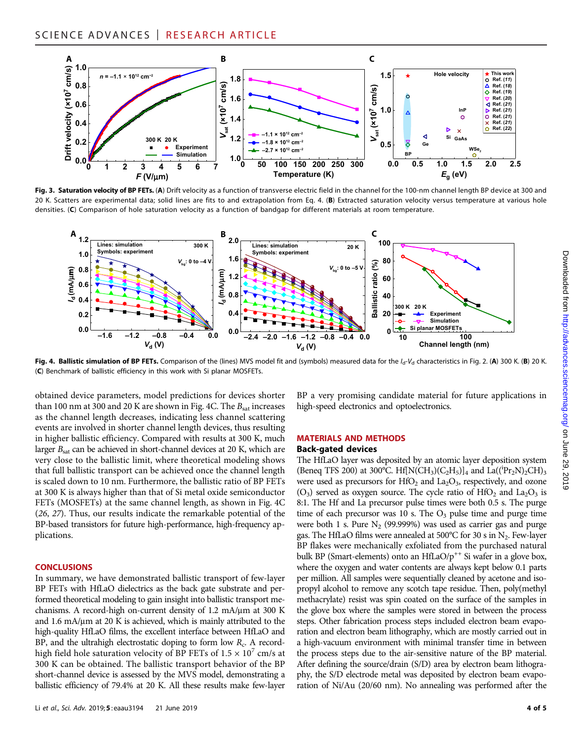**Fig. 3. Saturation velocity of BP FETs.** (**A**) Drift velocity as a function of transverse electric field in the channel for the 100-nm channel length BP device at 300 and 20 K. Scatters are experimental data; solid lines are fits to and extrapolation from Eq. 4. (**B**) Extracted saturation velocity versus temperature at various hole densities. (**C**) Comparison of hole saturation velocity as a function of bandgap for different materials at room temperature.

**Fig. 4. Ballistic simulation of BP FETs.** Comparison of the (lines) MVS model fit and (symbols) measured data for the $I_d$-$V_d$ characteristics in Fig. 2. (**A**) 300 K. (**B**) 20 K. (**C**) Benchmark of ballistic efficiency in this work with Si planar MOSFETs.

obtained device parameters, model predictions for devices shorter than 100 nm at 300 and 20 K are shown in Fig. 4C. The $B_{sat}$ increases as the channel length decreases, indicating less channel scattering events are involved in shorter channel length devices, thus resulting in higher ballistic efficiency. Compared with results at 300 K, much larger $B_{sat}$ can be achieved in short-channel devices at 20 K, which are very close to the ballistic limit, where theoretical modeling shows that full ballistic transport can be achieved once the channel length is scaled down to 10 nm. Furthermore, the ballistic ratio of BP FETs at 300 K is always higher than that of Si metal oxide semiconductor FETs (MOSFETs) at the same channel length, as shown in Fig. 4C (*26*, *27*). Thus, our results indicate the remarkable potential of the BP-based transistors for future high-performance, high-frequency applications.

## CONCLUSIONS

In summary, we have demonstrated ballistic transport of few-layer BP FETs with HfLaO dielectrics as the back gate substrate and performed theoretical modeling to gain insight into ballistic transport mechanisms. A record-high on-current density of 1.2 mA/μm at 300 K and 1.6 mA/μm at 20 K is achieved, which is mainly attributed to the high-quality HfLaO films, the excellent interface between HfLaO and BP, and the ultrahigh electrostatic doping to form low $R_c$. A record-high field hole saturation velocity of BP FETs of $1.5 \times 10^7$ cm/s at 300 K can be obtained. The ballistic transport behavior of the BP short-channel device is assessed by the MVS model, demonstrating a ballistic efficiency of 79.4% at 20 K. All these results make few-layer BP a very promising candidate material for future applications in high-speed electronics and optoelectronics.

## MATERIALS AND METHODS

### Back-gated devices

The HfLaO layer was deposited by an atomic layer deposition system (Beneq TFS 200) at 300°C. $Hf[N(CH_3)(C_2H_5)]_4$ and $La((^iPr_2N)_2CH)_3$ were used as precursors for $HfO_2$ and $La_2O_3$, respectively, and ozone ($O_3$) served as oxygen source. The cycle ratio of $HfO_2$ and $La_2O_3$ is 8:1. The Hf and La precursor pulse times were both 0.5 s. The purge time of each precursor was 10 s. The $O_3$ pulse time and purge time were both 1 s. Pure $N_2$ (99.999%) was used as carrier gas and purge gas. The HfLaO films were annealed at 500°C for 30 s in $N_2$. Few-layer BP flakes were mechanically exfoliated from the purchased natural bulk BP (Smart-elements) onto an HfLaO/$p^{++}$ Si wafer in a glove box, where the oxygen and water contents are always kept below 0.1 parts per million. All samples were sequentially cleaned by acetone and isopropyl alcohol to remove any scotch tape residue. Then, poly(methyl methacrylate) resist was spin coated on the surface of the samples in the glove box where the samples were stored in between the process steps. Other fabrication process steps included electron beam evaporation and electron beam lithography, which are mostly carried out in a high-vacuum environment with minimal transfer time in between the process steps due to the air-sensitive nature of the BP material. After defining the source/drain (S/D) area by electron beam lithography, the S/D electrode metal was deposited by electron beam evaporation of Ni/Au (20/60 nm). No annealing was performed after the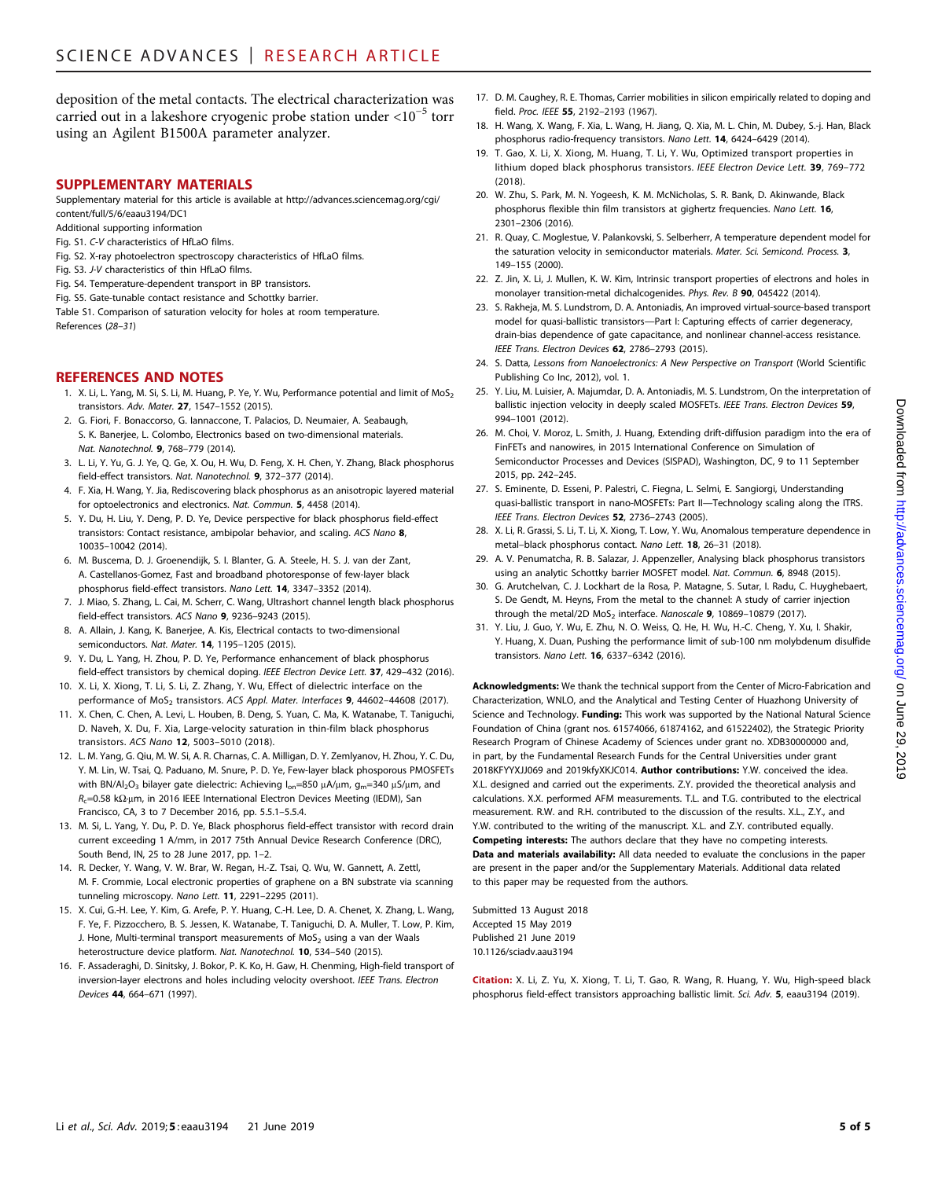deposition of the metal contacts. The electrical characterization was carried out in a lakeshore cryogenic probe station under $<10^{-5}$ torr using an Agilent B1500A parameter analyzer.

## SUPPLEMENTARY MATERIALS

Supplementary material for this article is available at http://advances.sciencemag.org/cgi/content/full/5/6/eaau3194/DC1

Additional supporting information

Fig. S1. *C-V* characteristics of HfLaO films.

Fig. S2. X-ray photoelectron spectroscopy characteristics of HfLaO films.

Fig. S3. *J-V* characteristics of thin HfLaO films.

Fig. S4. Temperature-dependent transport in BP transistors.

Fig. S5. Gate-tunable contact resistance and Schottky barrier.

Table S1. Comparison of saturation velocity for holes at room temperature.

References (*28*–*31*)

## REFERENCES AND NOTES

1. X. Li, L. Yang, M. Si, S. Li, M. Huang, P. Ye, Y. Wu, Performance potential and limit of $MoS_2$ transistors. *Adv. Mater.* **27**, 1547–1552 (2015).
2. G. Fiori, F. Bonaccorso, G. Iannaccone, T. Palacios, D. Neumaier, A. Seabaugh, S. K. Banerjee, L. Colombo, Electronics based on two-dimensional materials. *Nat. Nanotechnol.* **9**, 768–779 (2014).
3. L. Li, Y. Yu, G. J. Ye, Q. Ge, X. Ou, H. Wu, D. Feng, X. H. Chen, Y. Zhang, Black phosphorus field-effect transistors. *Nat. Nanotechnol.* **9**, 372–377 (2014).
4. F. Xia, H. Wang, Y. Jia, Rediscovering black phosphorus as an anisotropic layered material for optoelectronics and electronics. *Nat. Commun.* **5**, 4458 (2014).
5. Y. Du, H. Liu, Y. Deng, P. D. Ye, Device perspective for black phosphorus field-effect transistors: Contact resistance, ambipolar behavior, and scaling. *ACS Nano* **8**, 10035–10042 (2014).
6. M. Buscema, D. J. Groenendijk, S. I. Blanter, G. A. Steele, H. S. J. van der Zant, A. Castellanos-Gomez, Fast and broadband photoresponse of few-layer black phosphorus field-effect transistors. *Nano Lett.* **14**, 3347–3352 (2014).
7. J. Miao, S. Zhang, L. Cai, M. Scherr, C. Wang, Ultrashort channel length black phosphorus field-effect transistors. *ACS Nano* **9**, 9236–9243 (2015).
8. A. Allain, J. Kang, K. Banerjee, A. Kis, Electrical contacts to two-dimensional semiconductors. *Nat. Mater.* **14**, 1195–1205 (2015).
9. Y. Du, L. Yang, H. Zhou, P. D. Ye, Performance enhancement of black phosphorus field-effect transistors by chemical doping. *IEEE Electron Device Lett.* **37**, 429–432 (2016).
10. X. Li, X. Xiong, T. Li, S. Li, Z. Zhang, Y. Wu, Effect of dielectric interface on the performance of $MoS_2$ transistors. *ACS Appl. Mater. Interfaces* **9**, 44602–44608 (2017).
11. X. Chen, C. Chen, A. Levi, L. Houben, B. Deng, S. Yuan, C. Ma, K. Watanabe, T. Taniguchi, D. Naveh, X. Du, F. Xia, Large-velocity saturation in thin-film black phosphorus transistors. *ACS Nano* **12**, 5003–5010 (2018).
12. L. M. Yang, G. Qiu, M. W. Si, A. R. Charnas, C. A. Milligan, D. Y. Zemlyanov, H. Zhou, Y. C. Du, Y. M. Lin, W. Tsai, Q. Paduano, M. Snure, P. D. Ye, Few-layer black phosporous PMOSFETs with BN/$Al_2O_3$ bilayer gate dielectric: Achieving $I_{on}$=850 μA/μm, $g_m$=340 μS/μm, and $R_c$=0.58 kΩ·μm, in 2016 IEEE International Electron Devices Meeting (IEDM), San Francisco, CA, 3 to 7 December 2016, pp. 5.5.1–5.5.4.
13. M. Si, L. Yang, Y. Du, P. D. Ye, Black phosphorus field-effect transistor with record drain current exceeding 1 A/mm, in 2017 75th Annual Device Research Conference (DRC), South Bend, IN, 25 to 28 June 2017, pp. 1–2.
14. R. Decker, Y. Wang, V. W. Brar, W. Regan, H.-Z. Tsai, Q. Wu, W. Gannett, A. Zettl, M. F. Crommie, Local electronic properties of graphene on a BN substrate via scanning tunneling microscopy. *Nano Lett.* **11**, 2291–2295 (2011).
15. X. Cui, G.-H. Lee, Y. Kim, G. Arefe, P. Y. Huang, C.-H. Lee, D. A. Chenet, X. Zhang, L. Wang, F. Ye, F. Pizzocchero, B. S. Jessen, K. Watanabe, T. Taniguchi, D. A. Muller, T. Low, P. Kim, J. Hone, Multi-terminal transport measurements of $MoS_2$ using a van der Waals heterostructure device platform. *Nat. Nanotechnol.* **10**, 534–540 (2015).
16. F. Assaderaghi, D. Sinitsky, J. Bokor, P. K. Ko, H. Gaw, H. Chenming, High-field transport of inversion-layer electrons and holes including velocity overshoot. *IEEE Trans. Electron Devices* **44**, 664–671 (1997).
17. D. M. Caughey, R. E. Thomas, Carrier mobilities in silicon empirically related to doping and field. *Proc. IEEE* **55**, 2192–2193 (1967).
18. H. Wang, X. Wang, F. Xia, L. Wang, H. Jiang, Q. Xia, M. L. Chin, M. Dubey, S.-j. Han, Black phosphorus radio-frequency transistors. *Nano Lett.* **14**, 6424–6429 (2014).
19. T. Gao, X. Li, X. Xiong, M. Huang, T. Li, Y. Wu, Optimized transport properties in lithium doped black phosphorus transistors. *IEEE Electron Device Lett.* **39**, 769–772 (2018).
20. W. Zhu, S. Park, M. N. Yogeesh, K. M. McNicholas, S. R. Bank, D. Akinwande, Black phosphorus flexible thin film transistors at gighertz frequencies. *Nano Lett.* **16**, 2301–2306 (2016).
21. R. Quay, C. Moglestue, V. Palankovski, S. Selberherr, A temperature dependent model for the saturation velocity in semiconductor materials. *Mater. Sci. Semicond. Process.* **3**, 149–155 (2000).
22. Z. Jin, X. Li, J. Mullen, K. W. Kim, Intrinsic transport properties of electrons and holes in monolayer transition-metal dichalcogenides. *Phys. Rev. B* **90**, 045422 (2014).
23. S. Rakheja, M. S. Lundstrom, D. A. Antoniadis, An improved virtual-source-based transport model for quasi-ballistic transistors—Part I: Capturing effects of carrier degeneracy, drain-bias dependence of gate capacitance, and nonlinear channel-access resistance. *IEEE Trans. Electron Devices* **62**, 2786–2793 (2015).
24. S. Datta, *Lessons from Nanoelectronics: A New Perspective on Transport* (World Scientific Publishing Co Inc, 2012), vol. 1.
25. Y. Liu, M. Luisier, A. Majumdar, D. A. Antoniadis, M. S. Lundstrom, On the interpretation of ballistic injection velocity in deeply scaled MOSFETs. *IEEE Trans. Electron Devices* **59**, 994–1001 (2012).
26. M. Choi, V. Moroz, L. Smith, J. Huang, Extending drift-diffusion paradigm into the era of FinFETs and nanowires, in 2015 International Conference on Simulation of Semiconductor Processes and Devices (SISPAD), Washington, DC, 9 to 11 September 2015, pp. 242–245.
27. S. Eminente, D. Esseni, P. Palestri, C. Fiegna, L. Selmi, E. Sangiorgi, Understanding quasi-ballistic transport in nano-MOSFETs: Part II—Technology scaling along the ITRS. *IEEE Trans. Electron Devices* **52**, 2736–2743 (2005).
28. X. Li, R. Grassi, S. Li, T. Li, X. Xiong, T. Low, Y. Wu, Anomalous temperature dependence in metal–black phosphorus contact. *Nano Lett.* **18**, 26–31 (2018).
29. A. V. Penumatcha, R. B. Salazar, J. Appenzeller, Analysing black phosphorus transistors using an analytic Schottky barrier MOSFET model. *Nat. Commun.* **6**, 8948 (2015).
30. G. Arutchelvan, C. J. Lockhart de la Rosa, P. Matagne, S. Sutar, I. Radu, C. Huyghebaert, S. De Gendt, M. Heyns, From the metal to the channel: A study of carrier injection through the metal/2D $MoS_2$ interface. *Nanoscale* **9**, 10869–10879 (2017).
31. Y. Liu, J. Guo, Y. Wu, E. Zhu, N. O. Weiss, Q. He, H. Wu, H.-C. Cheng, Y. Xu, I. Shakir, Y. Huang, X. Duan, Pushing the performance limit of sub-100 nm molybdenum disulfide transistors. *Nano Lett.* **16**, 6337–6342 (2016).

**Acknowledgments:** We thank the technical support from the Center of Micro-Fabrication and Characterization, WNLO, and the Analytical and Testing Center of Huazhong University of Science and Technology. **Funding:** This work was supported by the National Natural Science Foundation of China (grant nos. 61574066, 61874162, and 61522402), the Strategic Priority Research Program of Chinese Academy of Sciences under grant no. XDB30000000 and, in part, by the Fundamental Research Funds for the Central Universities under grant 2018KFYXJJ069 and 2019kfyXKJC014. **Author contributions:** Y.W. conceived the idea. X.L. designed and carried out the experiments. Z.Y. provided the theoretical analysis and calculations. X.X. performed AFM measurements. T.L. and T.G. contributed to the electrical measurement. R.W. and R.H. contributed to the discussion of the results. X.L., Z.Y., and Y.W. contributed to the writing of the manuscript. X.L. and Z.Y. contributed equally. **Competing interests:** The authors declare that they have no competing interests. **Data and materials availability:** All data needed to evaluate the conclusions in the paper are present in the paper and/or the Supplementary Materials. Additional data related to this paper may be requested from the authors.

Submitted 13 August 2018
Accepted 15 May 2019
Published 21 June 2019
10.1126/sciadv.aau3194

**Citation:** X. Li, Z. Yu, X. Xiong, T. Li, T. Gao, R. Wang, R. Huang, Y. Wu, High-speed black phosphorus field-effect transistors approaching ballistic limit. *Sci. Adv.* **5**, eaau3194 (2019).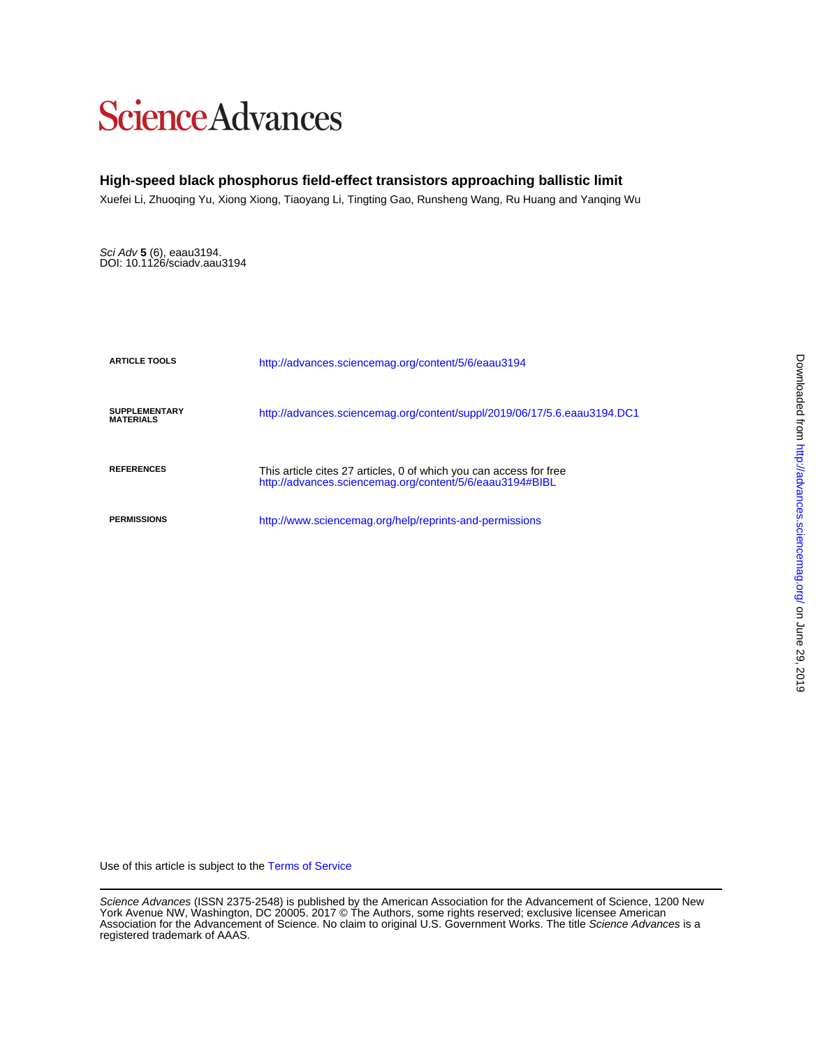# Science Advances

## High-speed black phosphorus field-effect transistors approaching ballistic limit

Xuefei Li, Zhuoqing Yu, Xiong Xiong, Tiaoyang Li, Tingting Gao, Runsheng Wang, Ru Huang and Yanqing Wu

*Sci Adv* **5** (6), eaau3194.
DOI: 10.1126/sciadv.aau3194

| | |
|---|---|
| **ARTICLE TOOLS** | http://advances.sciencemag.org/content/5/6/eaau3194 |
| **SUPPLEMENTARY MATERIALS** | http://advances.sciencemag.org/content/suppl/2019/06/17/5.6.eaau3194.DC1 |
| **REFERENCES** | This article cites 27 articles, 0 of which you can access for free http://advances.sciencemag.org/content/5/6/eaau3194#BIBL |
| **PERMISSIONS** | http://www.sciencemag.org/help/reprints-and-permissions |

Use of this article is subject to the Terms of Service

*Science Advances* (ISSN 2375-2548) is published by the American Association for the Advancement of Science, 1200 New York Avenue NW, Washington, DC 20005. 2017 © The Authors, some rights reserved; exclusive licensee American Association for the Advancement of Science. No claim to original U.S. Government Works. The title *Science Advances* is a registered trademark of AAAS.

Downloaded from http://advances.sciencemag.org/ on June 29, 2019